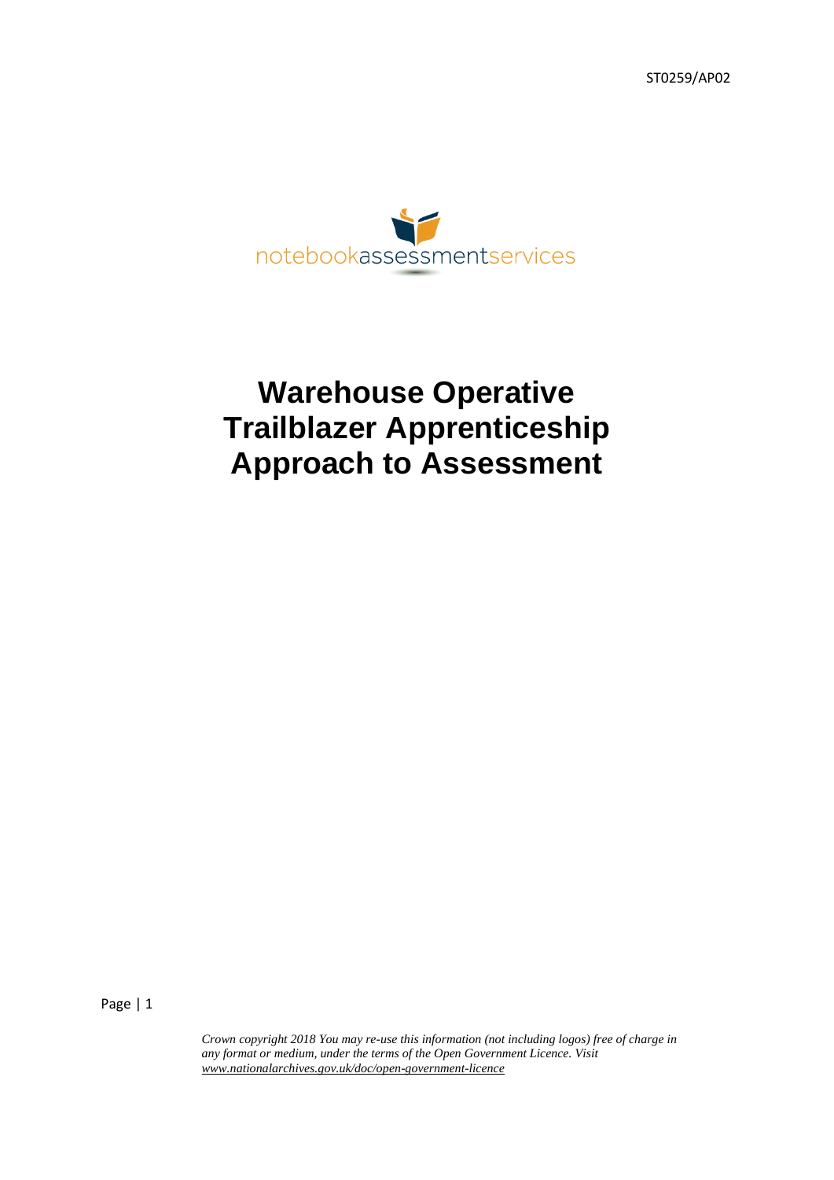ST0259/AP02

notebookassessmentservices

# Warehouse Operative Trailblazer Apprenticeship Approach to Assessment

*Crown copyright 2018 You may re-use this information (not including logos) free of charge in any format or medium, under the terms of the Open Government Licence. Visit [www.nationalarchives.gov.uk/doc/open-government-licence](http://www.nationalarchives.gov.uk/doc/open-government-licence)*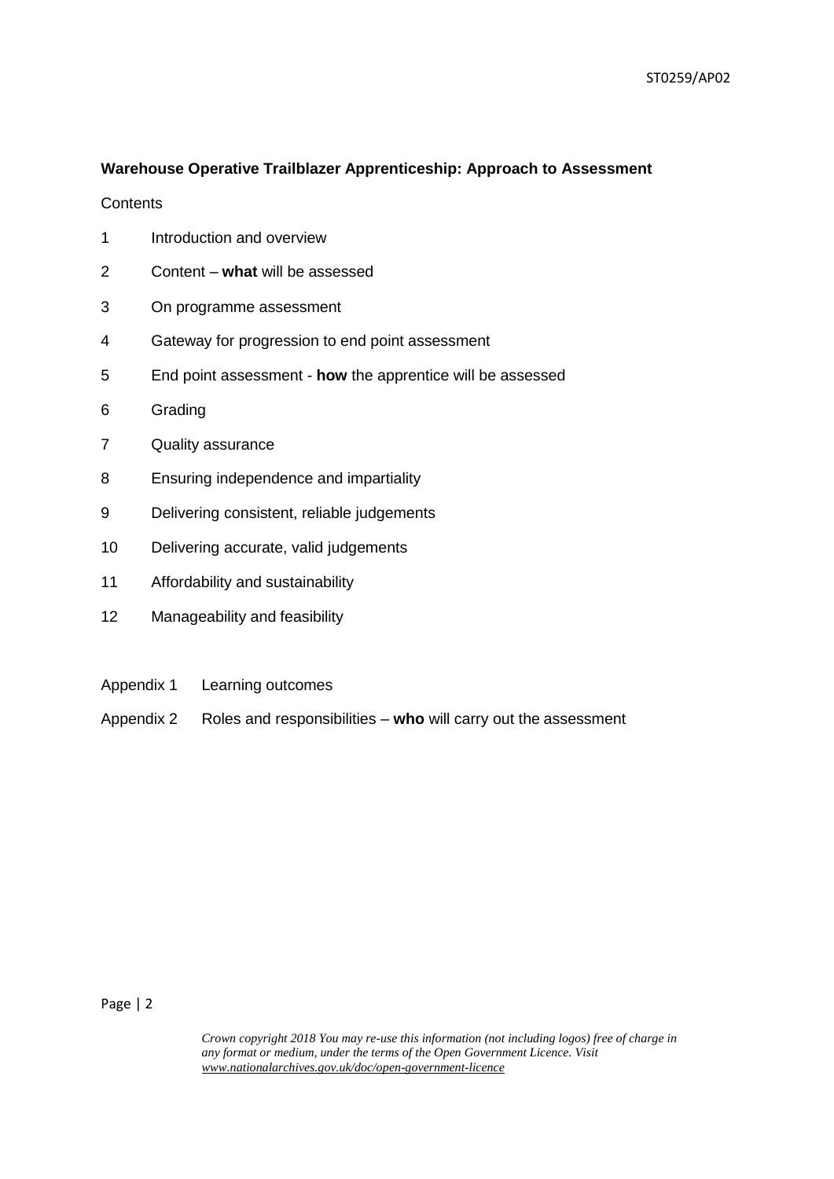**Warehouse Operative Trailblazer Apprenticeship: Approach to Assessment**

Contents

1 Introduction and overview

2 Content – **what** will be assessed

3 On programme assessment

4 Gateway for progression to end point assessment

5 End point assessment - **how** the apprentice will be assessed

6 Grading

7 Quality assurance

8 Ensuring independence and impartiality

9 Delivering consistent, reliable judgements

10 Delivering accurate, valid judgements

11 Affordability and sustainability

12 Manageability and feasibility

Appendix 1 Learning outcomes

Appendix 2 Roles and responsibilities – **who** will carry out the assessment

*Crown copyright 2018 You may re-use this information (not including logos) free of charge in any format or medium, under the terms of the Open Government Licence. Visit www.nationalarchives.gov.uk/doc/open-government-licence*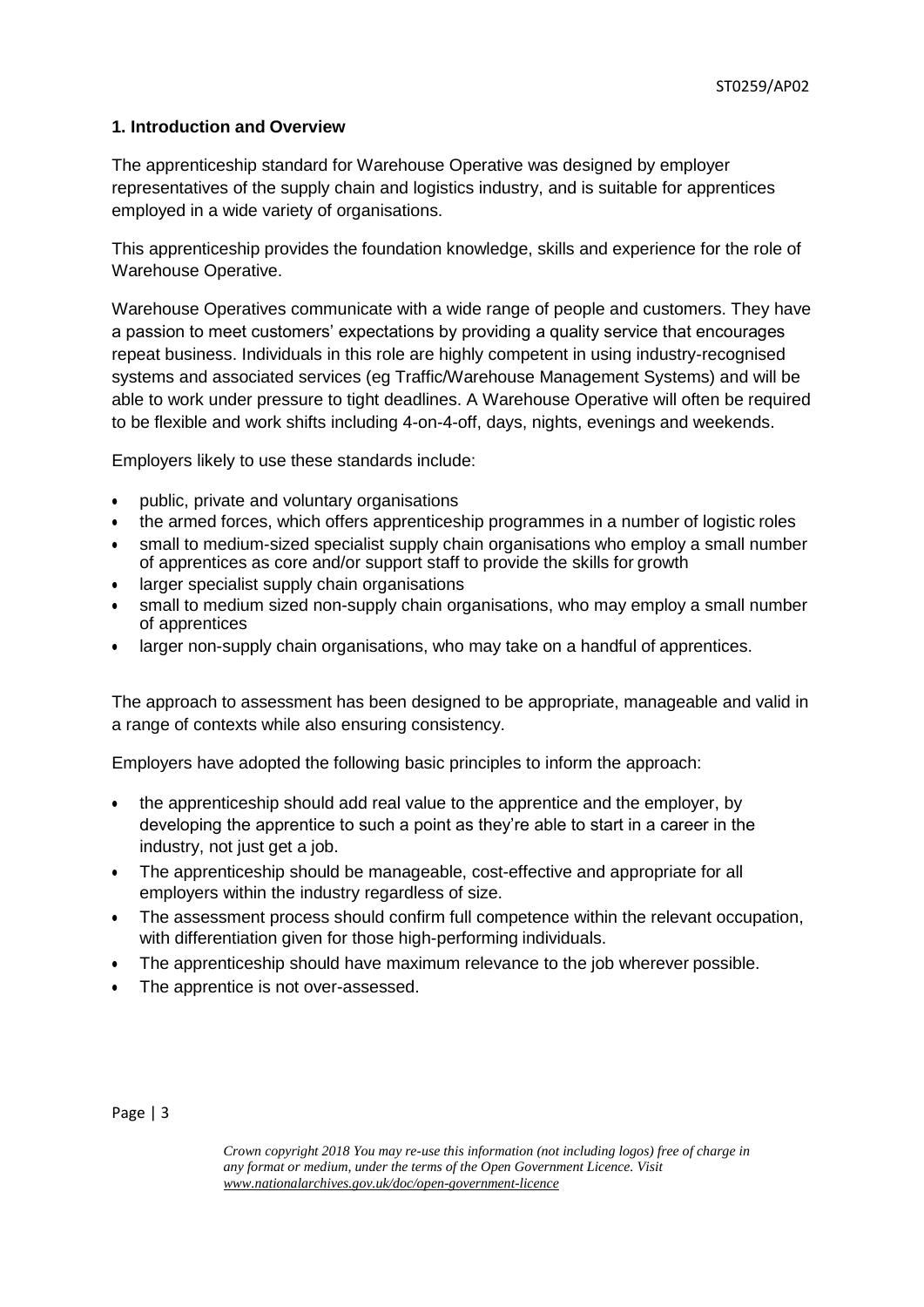## 1. Introduction and Overview

The apprenticeship standard for Warehouse Operative was designed by employer representatives of the supply chain and logistics industry, and is suitable for apprentices employed in a wide variety of organisations.

This apprenticeship provides the foundation knowledge, skills and experience for the role of Warehouse Operative.

Warehouse Operatives communicate with a wide range of people and customers. They have a passion to meet customers' expectations by providing a quality service that encourages repeat business. Individuals in this role are highly competent in using industry-recognised systems and associated services (eg Traffic/Warehouse Management Systems) and will be able to work under pressure to tight deadlines. A Warehouse Operative will often be required to be flexible and work shifts including 4-on-4-off, days, nights, evenings and weekends.

Employers likely to use these standards include:

- public, private and voluntary organisations
- the armed forces, which offers apprenticeship programmes in a number of logistic roles
- small to medium-sized specialist supply chain organisations who employ a small number of apprentices as core and/or support staff to provide the skills for growth
- larger specialist supply chain organisations
- small to medium sized non-supply chain organisations, who may employ a small number of apprentices
- larger non-supply chain organisations, who may take on a handful of apprentices.

The approach to assessment has been designed to be appropriate, manageable and valid in a range of contexts while also ensuring consistency.

Employers have adopted the following basic principles to inform the approach:

- the apprenticeship should add real value to the apprentice and the employer, by developing the apprentice to such a point as they're able to start in a career in the industry, not just get a job.
- The apprenticeship should be manageable, cost-effective and appropriate for all employers within the industry regardless of size.
- The assessment process should confirm full competence within the relevant occupation, with differentiation given for those high-performing individuals.
- The apprenticeship should have maximum relevance to the job wherever possible.
- The apprentice is not over-assessed.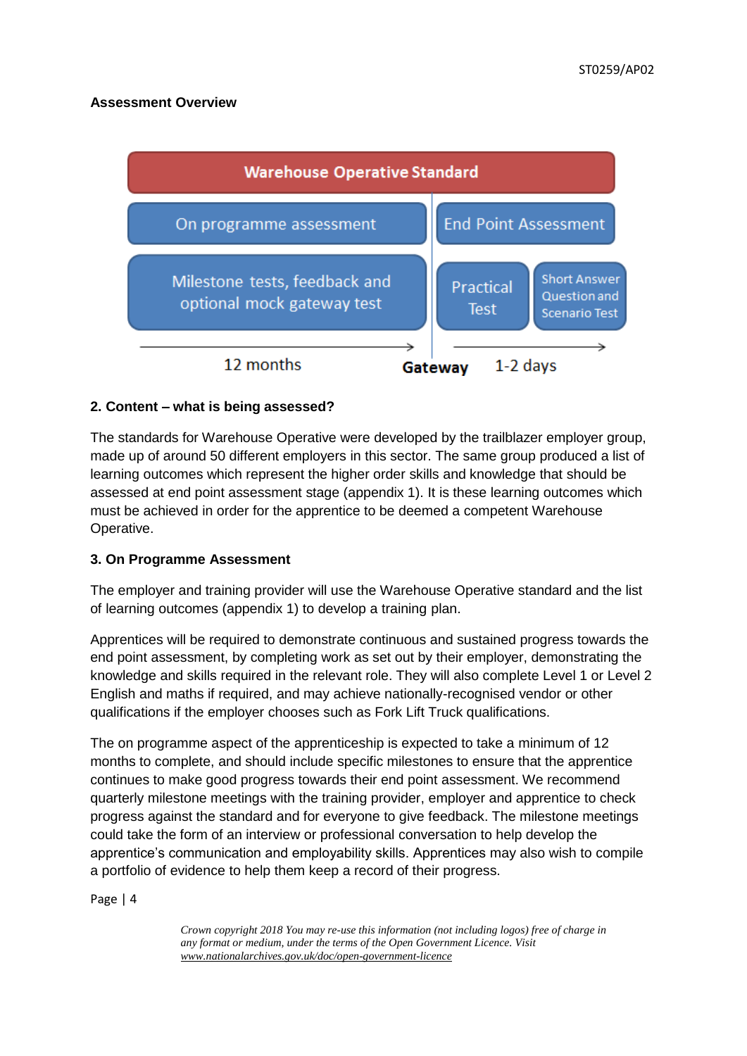**Assessment Overview**

| Warehouse Operative Standard | | |
|---|---|---|
| On programme assessment | End Point Assessment | |
| Milestone tests, feedback and optional mock gateway test | Practical Test | Short Answer Question and Scenario Test |
| 12 months → | Gateway | 1-2 days → |

**2. Content – what is being assessed?**

The standards for Warehouse Operative were developed by the trailblazer employer group, made up of around 50 different employers in this sector. The same group produced a list of learning outcomes which represent the higher order skills and knowledge that should be assessed at end point assessment stage (appendix 1). It is these learning outcomes which must be achieved in order for the apprentice to be deemed a competent Warehouse Operative.

**3. On Programme Assessment**

The employer and training provider will use the Warehouse Operative standard and the list of learning outcomes (appendix 1) to develop a training plan.

Apprentices will be required to demonstrate continuous and sustained progress towards the end point assessment, by completing work as set out by their employer, demonstrating the knowledge and skills required in the relevant role. They will also complete Level 1 or Level 2 English and maths if required, and may achieve nationally-recognised vendor or other qualifications if the employer chooses such as Fork Lift Truck qualifications.

The on programme aspect of the apprenticeship is expected to take a minimum of 12 months to complete, and should include specific milestones to ensure that the apprentice continues to make good progress towards their end point assessment. We recommend quarterly milestone meetings with the training provider, employer and apprentice to check progress against the standard and for everyone to give feedback. The milestone meetings could take the form of an interview or professional conversation to help develop the apprentice's communication and employability skills. Apprentices may also wish to compile a portfolio of evidence to help them keep a record of their progress.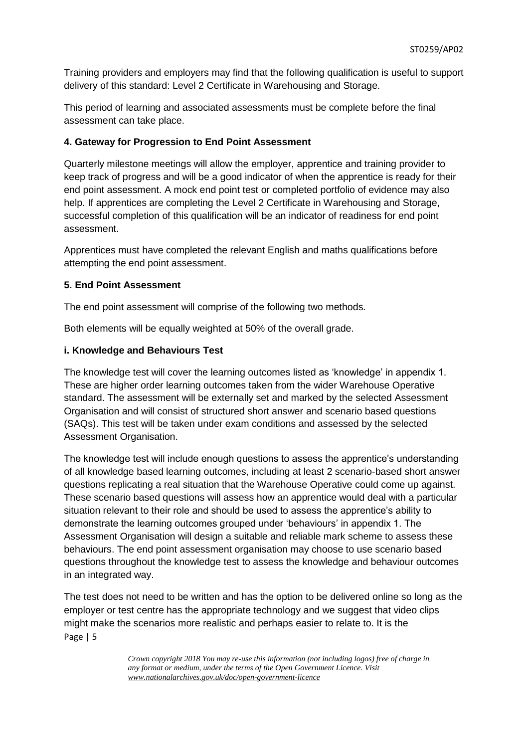Training providers and employers may find that the following qualification is useful to support delivery of this standard: Level 2 Certificate in Warehousing and Storage.

This period of learning and associated assessments must be complete before the final assessment can take place.

### 4. Gateway for Progression to End Point Assessment

Quarterly milestone meetings will allow the employer, apprentice and training provider to keep track of progress and will be a good indicator of when the apprentice is ready for their end point assessment. A mock end point test or completed portfolio of evidence may also help. If apprentices are completing the Level 2 Certificate in Warehousing and Storage, successful completion of this qualification will be an indicator of readiness for end point assessment.

Apprentices must have completed the relevant English and maths qualifications before attempting the end point assessment.

### 5. End Point Assessment

The end point assessment will comprise of the following two methods.

Both elements will be equally weighted at 50% of the overall grade.

#### i. Knowledge and Behaviours Test

The knowledge test will cover the learning outcomes listed as 'knowledge' in appendix 1. These are higher order learning outcomes taken from the wider Warehouse Operative standard. The assessment will be externally set and marked by the selected Assessment Organisation and will consist of structured short answer and scenario based questions (SAQs). This test will be taken under exam conditions and assessed by the selected Assessment Organisation.

The knowledge test will include enough questions to assess the apprentice's understanding of all knowledge based learning outcomes, including at least 2 scenario-based short answer questions replicating a real situation that the Warehouse Operative could come up against. These scenario based questions will assess how an apprentice would deal with a particular situation relevant to their role and should be used to assess the apprentice's ability to demonstrate the learning outcomes grouped under 'behaviours' in appendix 1. The Assessment Organisation will design a suitable and reliable mark scheme to assess these behaviours. The end point assessment organisation may choose to use scenario based questions throughout the knowledge test to assess the knowledge and behaviour outcomes in an integrated way.

The test does not need to be written and has the option to be delivered online so long as the employer or test centre has the appropriate technology and we suggest that video clips might make the scenarios more realistic and perhaps easier to relate to. It is the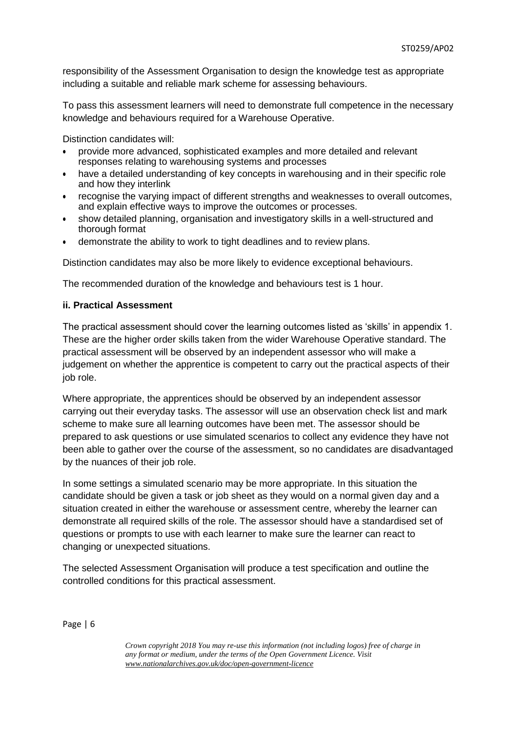responsibility of the Assessment Organisation to design the knowledge test as appropriate including a suitable and reliable mark scheme for assessing behaviours.

To pass this assessment learners will need to demonstrate full competence in the necessary knowledge and behaviours required for a Warehouse Operative.

Distinction candidates will:

- provide more advanced, sophisticated examples and more detailed and relevant responses relating to warehousing systems and processes
- have a detailed understanding of key concepts in warehousing and in their specific role and how they interlink
- recognise the varying impact of different strengths and weaknesses to overall outcomes, and explain effective ways to improve the outcomes or processes.
- show detailed planning, organisation and investigatory skills in a well-structured and thorough format
- demonstrate the ability to work to tight deadlines and to review plans.

Distinction candidates may also be more likely to evidence exceptional behaviours.

The recommended duration of the knowledge and behaviours test is 1 hour.

**ii. Practical Assessment**

The practical assessment should cover the learning outcomes listed as 'skills' in appendix 1. These are the higher order skills taken from the wider Warehouse Operative standard. The practical assessment will be observed by an independent assessor who will make a judgement on whether the apprentice is competent to carry out the practical aspects of their job role.

Where appropriate, the apprentices should be observed by an independent assessor carrying out their everyday tasks. The assessor will use an observation check list and mark scheme to make sure all learning outcomes have been met. The assessor should be prepared to ask questions or use simulated scenarios to collect any evidence they have not been able to gather over the course of the assessment, so no candidates are disadvantaged by the nuances of their job role.

In some settings a simulated scenario may be more appropriate. In this situation the candidate should be given a task or job sheet as they would on a normal given day and a situation created in either the warehouse or assessment centre, whereby the learner can demonstrate all required skills of the role. The assessor should have a standardised set of questions or prompts to use with each learner to make sure the learner can react to changing or unexpected situations.

The selected Assessment Organisation will produce a test specification and outline the controlled conditions for this practical assessment.

*Crown copyright 2018 You may re-use this information (not including logos) free of charge in any format or medium, under the terms of the Open Government Licence. Visit www.nationalarchives.gov.uk/doc/open-government-licence*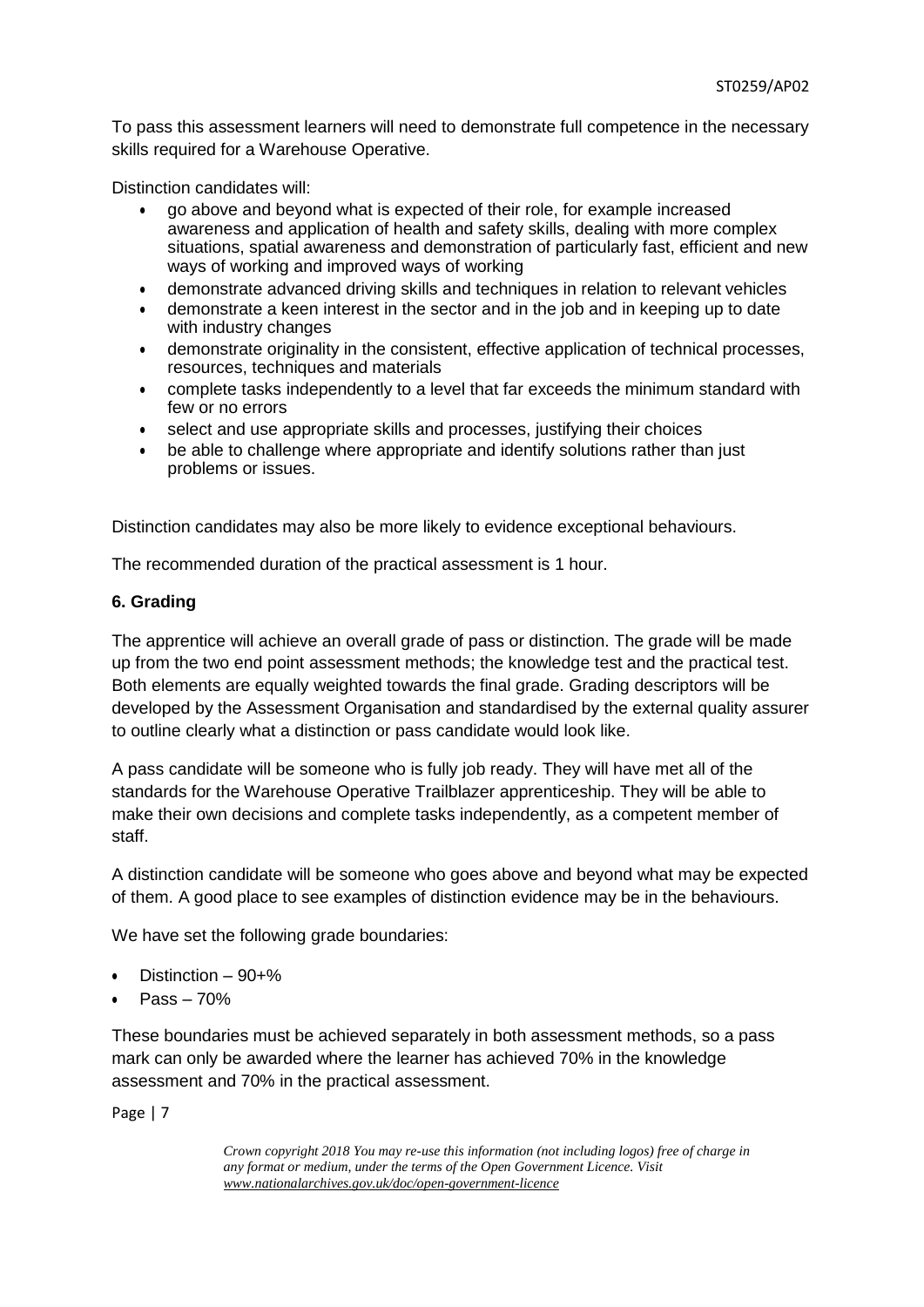To pass this assessment learners will need to demonstrate full competence in the necessary skills required for a Warehouse Operative.

Distinction candidates will:

- go above and beyond what is expected of their role, for example increased awareness and application of health and safety skills, dealing with more complex situations, spatial awareness and demonstration of particularly fast, efficient and new ways of working and improved ways of working
- demonstrate advanced driving skills and techniques in relation to relevant vehicles
- demonstrate a keen interest in the sector and in the job and in keeping up to date with industry changes
- demonstrate originality in the consistent, effective application of technical processes, resources, techniques and materials
- complete tasks independently to a level that far exceeds the minimum standard with few or no errors
- select and use appropriate skills and processes, justifying their choices
- be able to challenge where appropriate and identify solutions rather than just problems or issues.

Distinction candidates may also be more likely to evidence exceptional behaviours.

The recommended duration of the practical assessment is 1 hour.

**6. Grading**

The apprentice will achieve an overall grade of pass or distinction. The grade will be made up from the two end point assessment methods; the knowledge test and the practical test. Both elements are equally weighted towards the final grade. Grading descriptors will be developed by the Assessment Organisation and standardised by the external quality assurer to outline clearly what a distinction or pass candidate would look like.

A pass candidate will be someone who is fully job ready. They will have met all of the standards for the Warehouse Operative Trailblazer apprenticeship. They will be able to make their own decisions and complete tasks independently, as a competent member of staff.

A distinction candidate will be someone who goes above and beyond what may be expected of them. A good place to see examples of distinction evidence may be in the behaviours.

We have set the following grade boundaries:

- Distinction – 90+%
- Pass – 70%

These boundaries must be achieved separately in both assessment methods, so a pass mark can only be awarded where the learner has achieved 70% in the knowledge assessment and 70% in the practical assessment.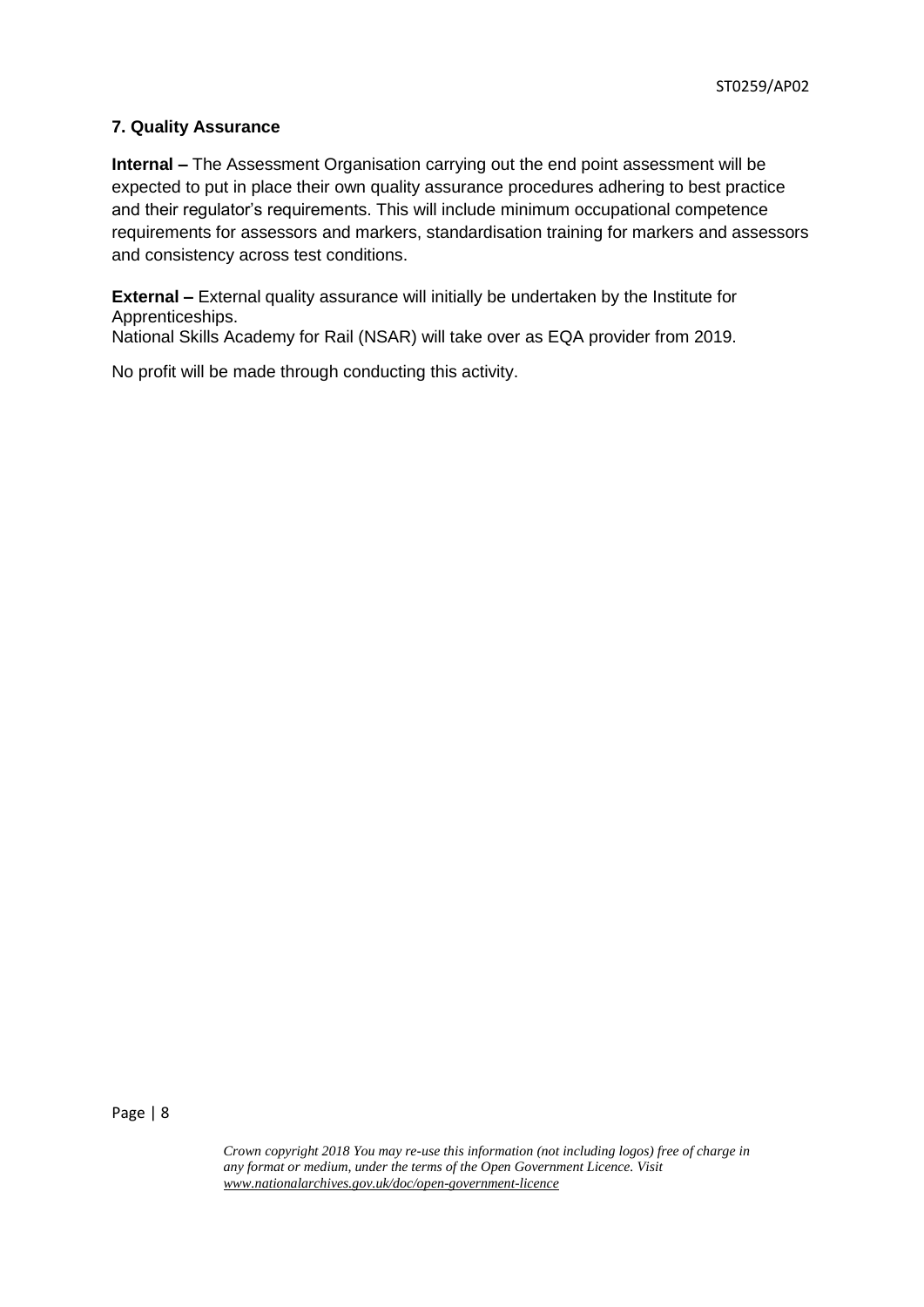### 7. Quality Assurance

**Internal –** The Assessment Organisation carrying out the end point assessment will be expected to put in place their own quality assurance procedures adhering to best practice and their regulator's requirements. This will include minimum occupational competence requirements for assessors and markers, standardisation training for markers and assessors and consistency across test conditions.

**External –** External quality assurance will initially be undertaken by the Institute for Apprenticeships.
National Skills Academy for Rail (NSAR) will take over as EQA provider from 2019.

No profit will be made through conducting this activity.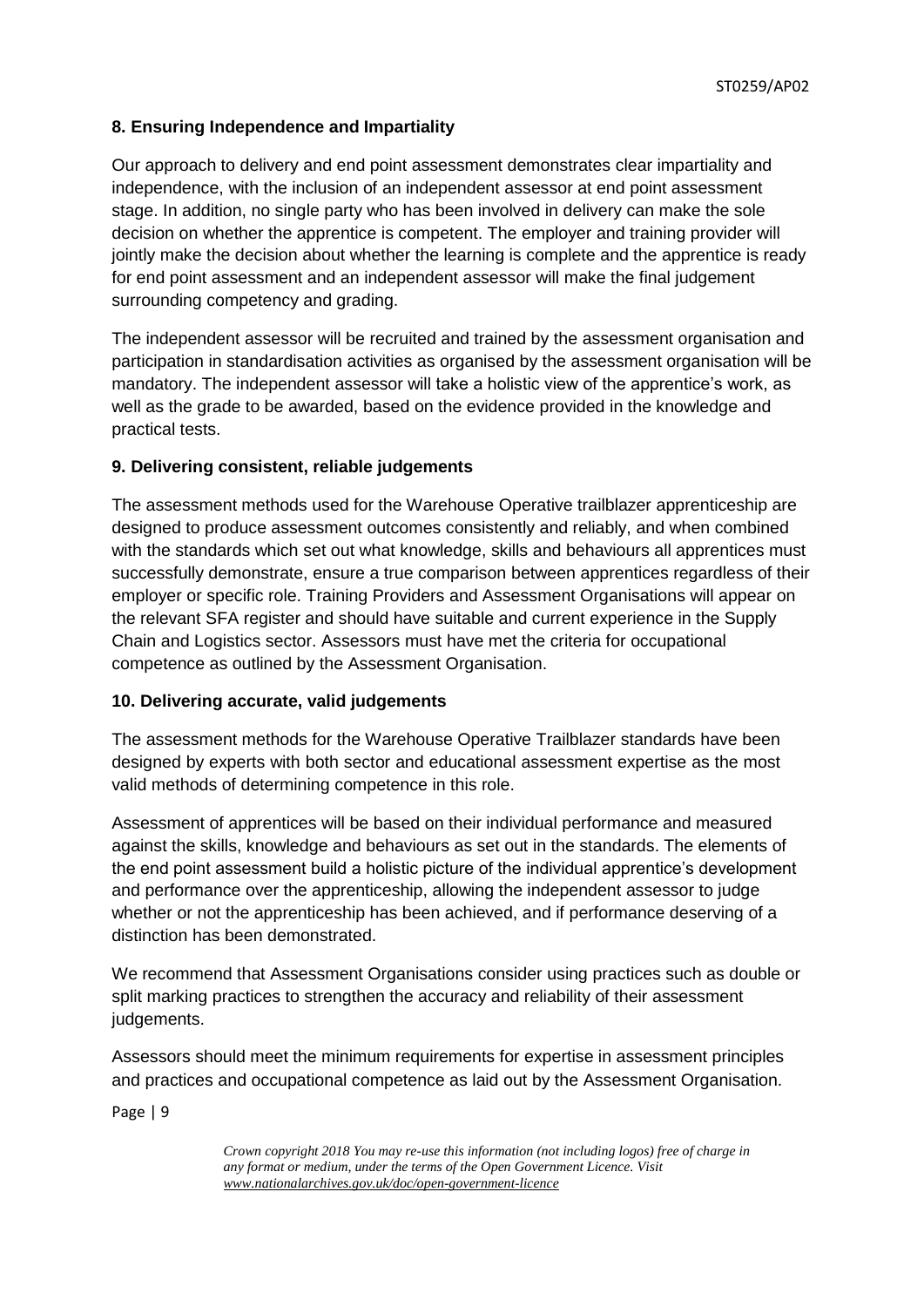## 8. Ensuring Independence and Impartiality

Our approach to delivery and end point assessment demonstrates clear impartiality and independence, with the inclusion of an independent assessor at end point assessment stage. In addition, no single party who has been involved in delivery can make the sole decision on whether the apprentice is competent. The employer and training provider will jointly make the decision about whether the learning is complete and the apprentice is ready for end point assessment and an independent assessor will make the final judgement surrounding competency and grading.

The independent assessor will be recruited and trained by the assessment organisation and participation in standardisation activities as organised by the assessment organisation will be mandatory. The independent assessor will take a holistic view of the apprentice's work, as well as the grade to be awarded, based on the evidence provided in the knowledge and practical tests.

## 9. Delivering consistent, reliable judgements

The assessment methods used for the Warehouse Operative trailblazer apprenticeship are designed to produce assessment outcomes consistently and reliably, and when combined with the standards which set out what knowledge, skills and behaviours all apprentices must successfully demonstrate, ensure a true comparison between apprentices regardless of their employer or specific role. Training Providers and Assessment Organisations will appear on the relevant SFA register and should have suitable and current experience in the Supply Chain and Logistics sector. Assessors must have met the criteria for occupational competence as outlined by the Assessment Organisation.

## 10. Delivering accurate, valid judgements

The assessment methods for the Warehouse Operative Trailblazer standards have been designed by experts with both sector and educational assessment expertise as the most valid methods of determining competence in this role.

Assessment of apprentices will be based on their individual performance and measured against the skills, knowledge and behaviours as set out in the standards. The elements of the end point assessment build a holistic picture of the individual apprentice's development and performance over the apprenticeship, allowing the independent assessor to judge whether or not the apprenticeship has been achieved, and if performance deserving of a distinction has been demonstrated.

We recommend that Assessment Organisations consider using practices such as double or split marking practices to strengthen the accuracy and reliability of their assessment judgements.

Assessors should meet the minimum requirements for expertise in assessment principles and practices and occupational competence as laid out by the Assessment Organisation.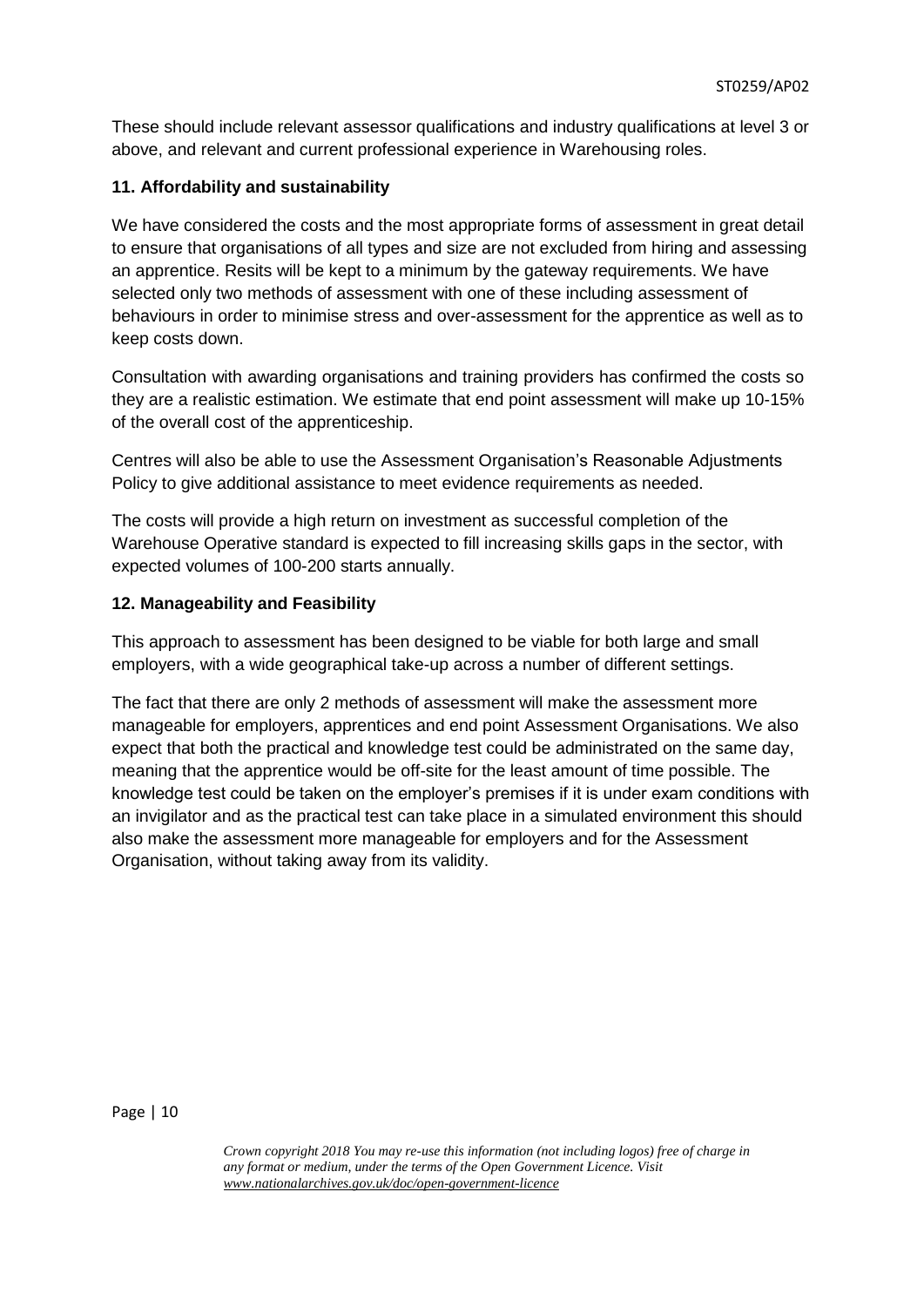These should include relevant assessor qualifications and industry qualifications at level 3 or above, and relevant and current professional experience in Warehousing roles.

**11. Affordability and sustainability**

We have considered the costs and the most appropriate forms of assessment in great detail to ensure that organisations of all types and size are not excluded from hiring and assessing an apprentice. Resits will be kept to a minimum by the gateway requirements. We have selected only two methods of assessment with one of these including assessment of behaviours in order to minimise stress and over-assessment for the apprentice as well as to keep costs down.

Consultation with awarding organisations and training providers has confirmed the costs so they are a realistic estimation. We estimate that end point assessment will make up 10-15% of the overall cost of the apprenticeship.

Centres will also be able to use the Assessment Organisation's Reasonable Adjustments Policy to give additional assistance to meet evidence requirements as needed.

The costs will provide a high return on investment as successful completion of the Warehouse Operative standard is expected to fill increasing skills gaps in the sector, with expected volumes of 100-200 starts annually.

**12. Manageability and Feasibility**

This approach to assessment has been designed to be viable for both large and small employers, with a wide geographical take-up across a number of different settings.

The fact that there are only 2 methods of assessment will make the assessment more manageable for employers, apprentices and end point Assessment Organisations. We also expect that both the practical and knowledge test could be administrated on the same day, meaning that the apprentice would be off-site for the least amount of time possible. The knowledge test could be taken on the employer's premises if it is under exam conditions with an invigilator and as the practical test can take place in a simulated environment this should also make the assessment more manageable for employers and for the Assessment Organisation, without taking away from its validity.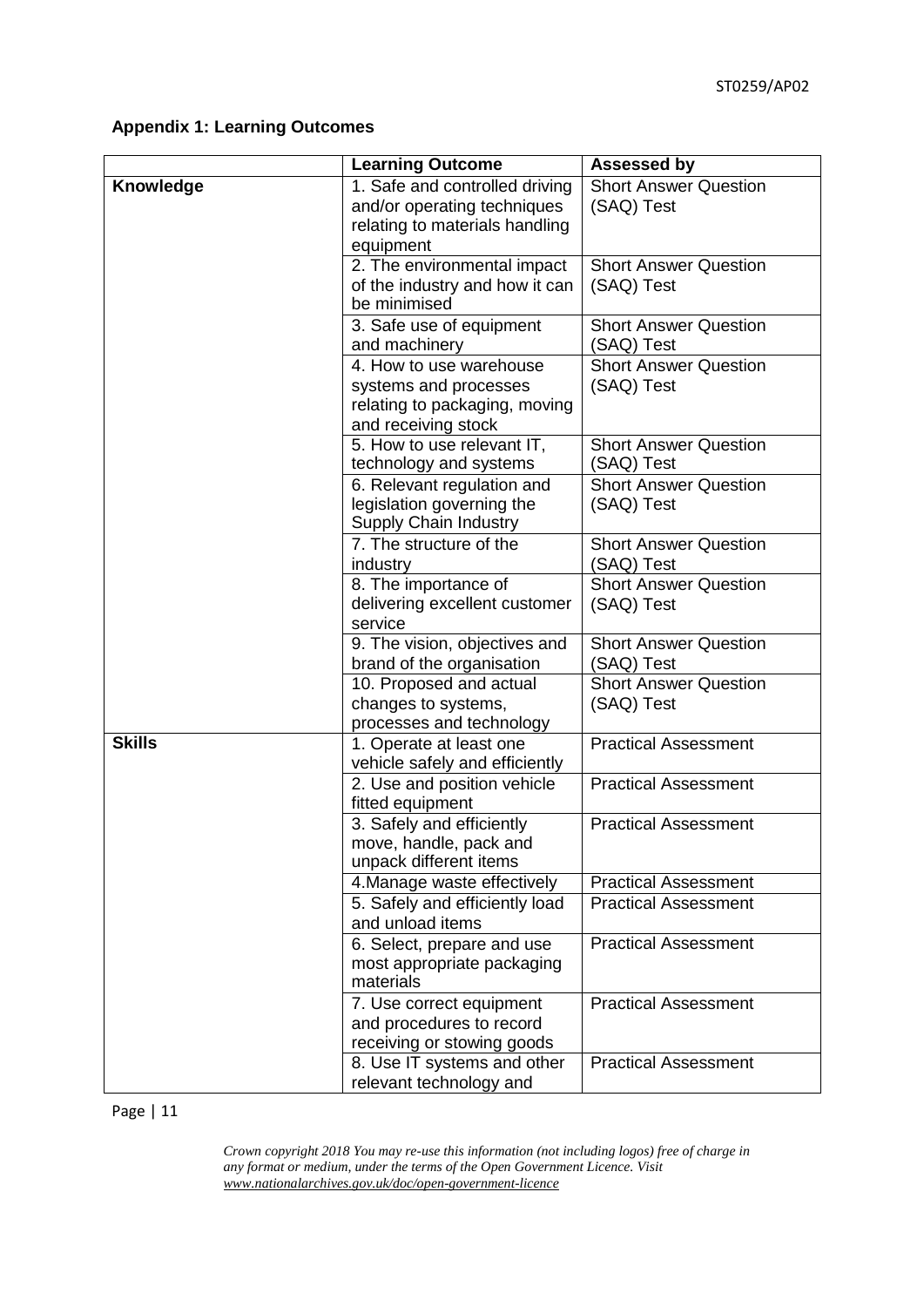**Appendix 1: Learning Outcomes**

| | Learning Outcome | Assessed by |
|---|---|---|
| **Knowledge** | 1. Safe and controlled driving and/or operating techniques relating to materials handling equipment | Short Answer Question (SAQ) Test |
| | 2. The environmental impact of the industry and how it can be minimised | Short Answer Question (SAQ) Test |
| | 3. Safe use of equipment and machinery | Short Answer Question (SAQ) Test |
| | 4. How to use warehouse systems and processes relating to packaging, moving and receiving stock | Short Answer Question (SAQ) Test |
| | 5. How to use relevant IT, technology and systems | Short Answer Question (SAQ) Test |
| | 6. Relevant regulation and legislation governing the Supply Chain Industry | Short Answer Question (SAQ) Test |
| | 7. The structure of the industry | Short Answer Question (SAQ) Test |
| | 8. The importance of delivering excellent customer service | Short Answer Question (SAQ) Test |
| | 9. The vision, objectives and brand of the organisation | Short Answer Question (SAQ) Test |
| | 10. Proposed and actual changes to systems, processes and technology | Short Answer Question (SAQ) Test |
| **Skills** | 1. Operate at least one vehicle safely and efficiently | Practical Assessment |
| | 2. Use and position vehicle fitted equipment | Practical Assessment |
| | 3. Safely and efficiently move, handle, pack and unpack different items | Practical Assessment |
| | 4.Manage waste effectively | Practical Assessment |
| | 5. Safely and efficiently load and unload items | Practical Assessment |
| | 6. Select, prepare and use most appropriate packaging materials | Practical Assessment |
| | 7. Use correct equipment and procedures to record receiving or stowing goods | Practical Assessment |
| | 8. Use IT systems and other relevant technology and | Practical Assessment |

*Crown copyright 2018 You may re-use this information (not including logos) free of charge in any format or medium, under the terms of the Open Government Licence. Visit www.nationalarchives.gov.uk/doc/open-government-licence*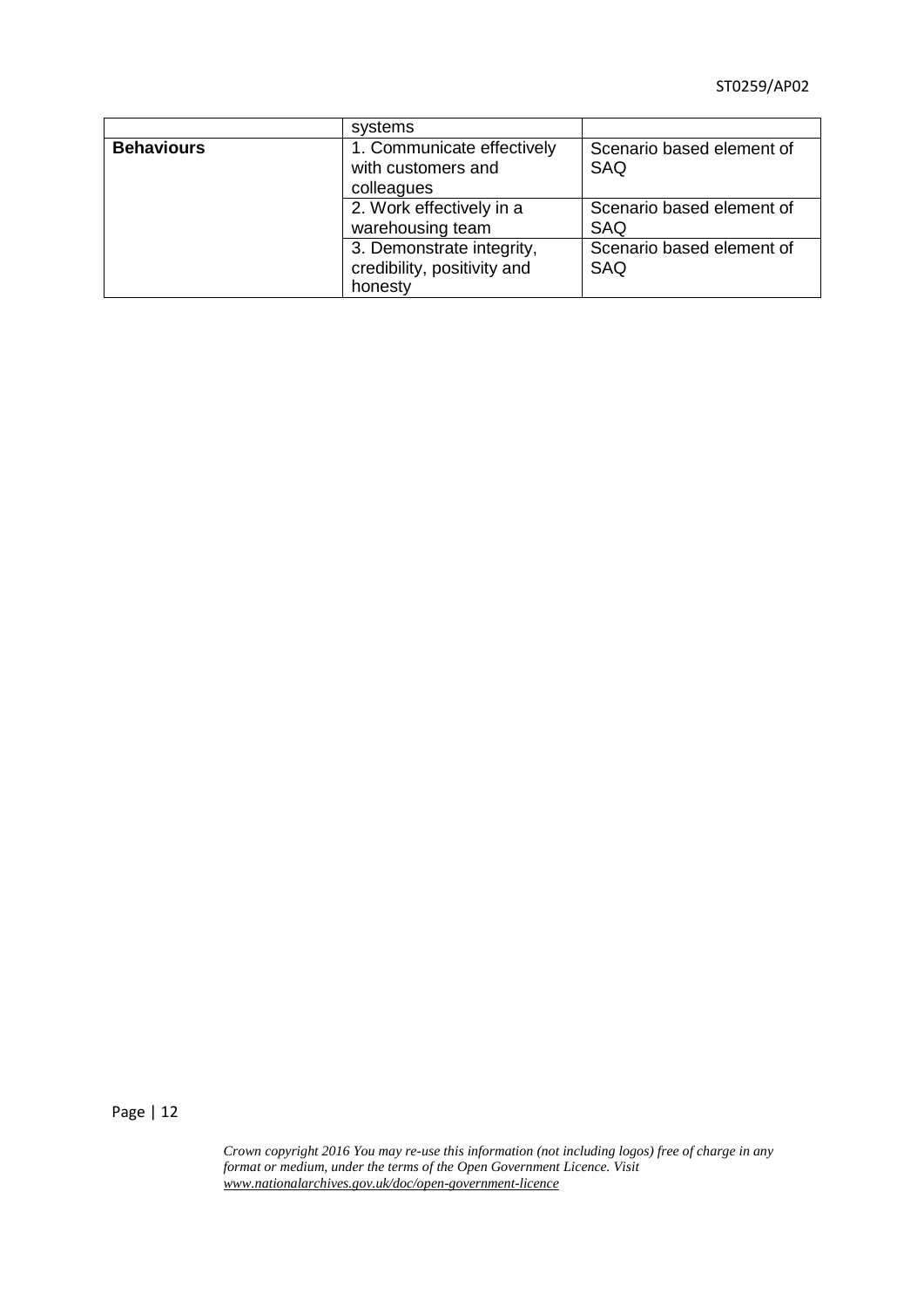| | systems | |
|---|---|---|
| **Behaviours** | 1. Communicate effectively with customers and colleagues | Scenario based element of SAQ |
| | 2. Work effectively in a warehousing team | Scenario based element of SAQ |
| | 3. Demonstrate integrity, credibility, positivity and honesty | Scenario based element of SAQ |

*Crown copyright 2016 You may re-use this information (not including logos) free of charge in any format or medium, under the terms of the Open Government Licence. Visit www.nationalarchives.gov.uk/doc/open-government-licence*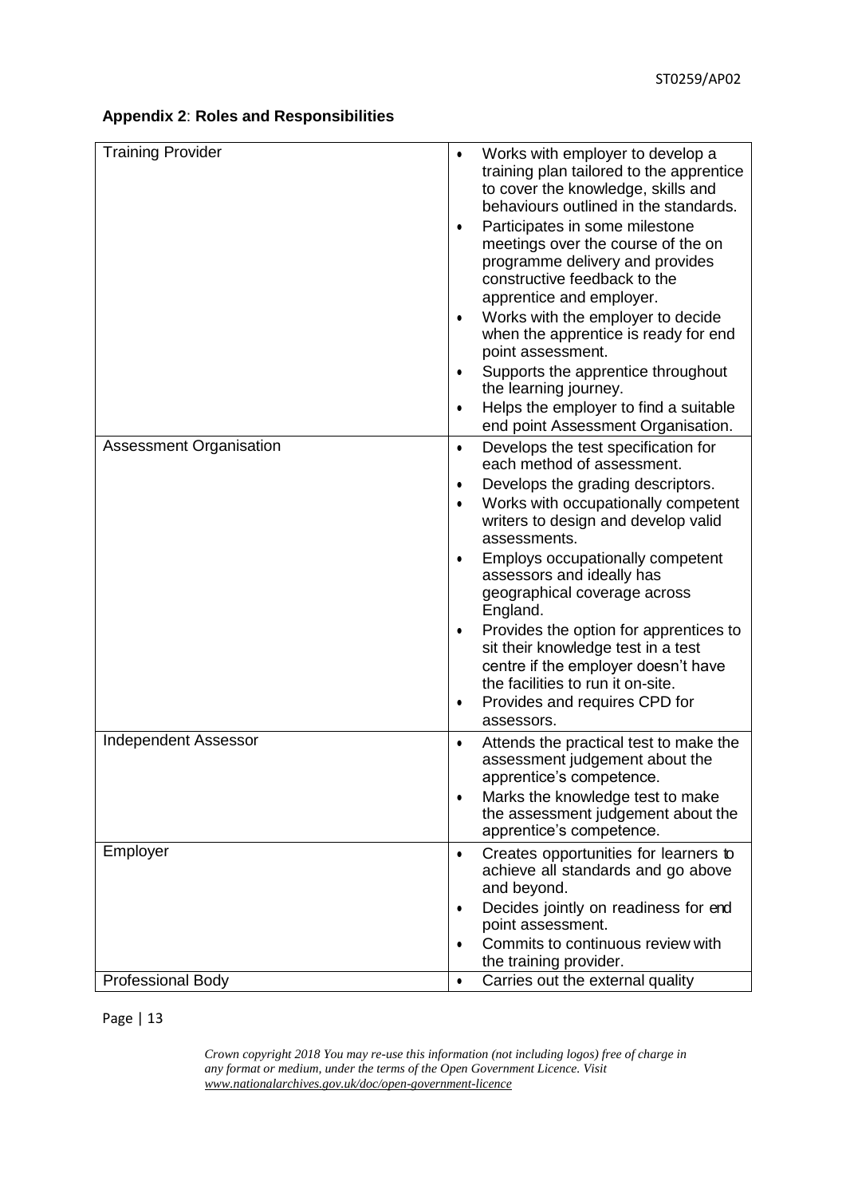**Appendix 2**: **Roles and Responsibilities**

| | |
|---|---|
| Training Provider | • Works with employer to develop a training plan tailored to the apprentice to cover the knowledge, skills and behaviours outlined in the standards.<br>• Participates in some milestone meetings over the course of the on programme delivery and provides constructive feedback to the apprentice and employer.<br>• Works with the employer to decide when the apprentice is ready for end point assessment.<br>• Supports the apprentice throughout the learning journey.<br>• Helps the employer to find a suitable end point Assessment Organisation. |
| Assessment Organisation | • Develops the test specification for each method of assessment.<br>• Develops the grading descriptors.<br>• Works with occupationally competent writers to design and develop valid assessments.<br>• Employs occupationally competent assessors and ideally has geographical coverage across England.<br>• Provides the option for apprentices to sit their knowledge test in a test centre if the employer doesn't have the facilities to run it on-site.<br>• Provides and requires CPD for assessors. |
| Independent Assessor | • Attends the practical test to make the assessment judgement about the apprentice's competence.<br>• Marks the knowledge test to make the assessment judgement about the apprentice's competence. |
| Employer | • Creates opportunities for learners to achieve all standards and go above and beyond.<br>• Decides jointly on readiness for end point assessment.<br>• Commits to continuous review with the training provider. |
| Professional Body | • Carries out the external quality |

*Crown copyright 2018 You may re-use this information (not including logos) free of charge in any format or medium, under the terms of the Open Government Licence. Visit www.nationalarchives.gov.uk/doc/open-government-licence*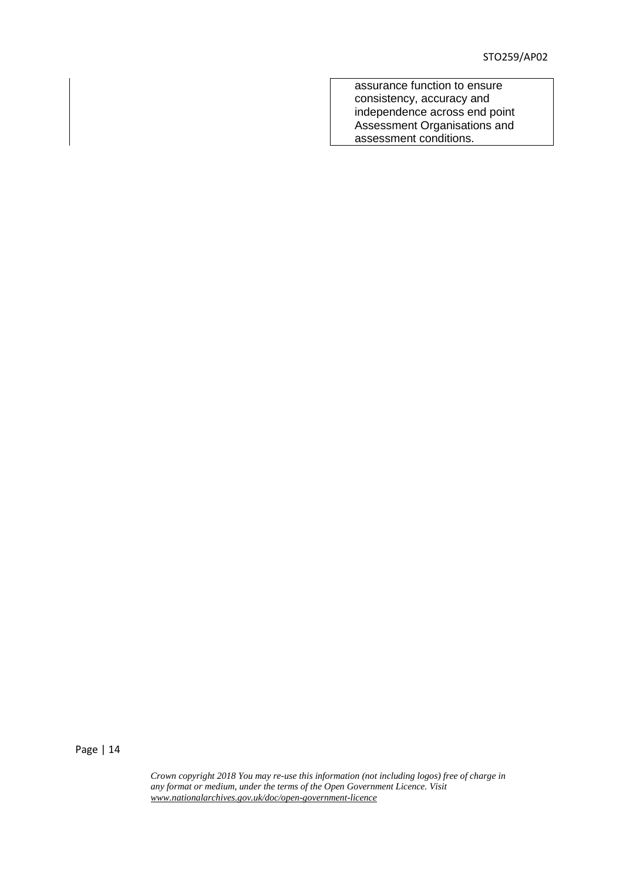| | |
|---|---|
| | assurance function to ensure consistency, accuracy and independence across end point Assessment Organisations and assessment conditions. |

*Crown copyright 2018 You may re-use this information (not including logos) free of charge in any format or medium, under the terms of the Open Government Licence. Visit www.nationalarchives.gov.uk/doc/open-government-licence*